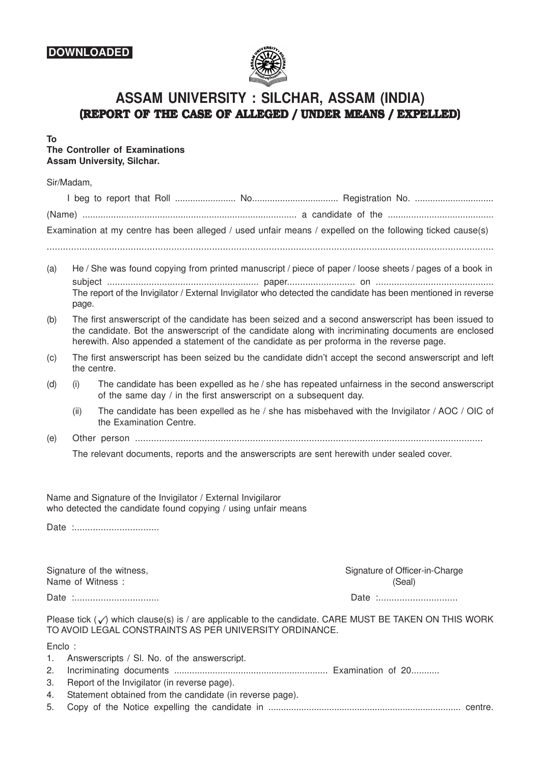**DOWNLOADED**

# ASSAM UNIVERSITY : SILCHAR, ASSAM (INDIA)

## (REPORT OF THE CASE OF ALLEGED / UNDER MEANS / EXPELLED)

**To**
**The Controller of Examinations**
**Assam University, Silchar.**

Sir/Madam,

I beg to report that Roll ........................ No................................. Registration No. ..............................

(Name) .................................................................................. a candidate of the ........................................

Examination at my centre has been alleged / used unfair means / expelled on the following ticked cause(s)

.......................................................................................................................................................................

(a) He / She was found copying from printed manuscript / piece of paper / loose sheets / pages of a book in subject ........................................................... paper.......................... on ............................................
The report of the Invigilator / External Invigilator who detected the candidate has been mentioned in reverse page.

(b) The first answerscript of the candidate has been seized and a second answerscript has been issued to the candidate. Bot the answerscript of the candidate along with incriminating documents are enclosed herewith. Also appended a statement of the candidate as per proforma in the reverse page.

(c) The first answerscript has been seized bu the candidate didn't accept the second answerscript and left the centre.

(d) (i) The candidate has been expelled as he / she has repeated unfairness in the second answerscript of the same day / in the first answerscript on a subsequent day.

(ii) The candidate has been expelled as he / she has misbehaved with the Invigilator / AOC / OIC of the Examination Centre.

(e) Other person ..................................................................................................................................

The relevant documents, reports and the answerscripts are sent herewith under sealed cover.

Name and Signature of the Invigilator / External Invigilaror
who detected the candidate found copying / using unfair means

Date :................................

Signature of the witness,
Name of Witness :

Date :................................

Signature of Officer-in-Charge
(Seal)

Date :..............................

Please tick (✓) which clause(s) is / are applicable to the candidate. CARE MUST BE TAKEN ON THIS WORK TO AVOID LEGAL CONSTRAINTS AS PER UNIVERSITY ORDINANCE.

Enclo :

1. Answerscripts / Sl. No. of the answerscript.
2. Incriminating documents ........................................................... Examination of 20...........
3. Report of the Invigilator (in reverse page).
4. Statement obtained from the candidate (in reverse page).
5. Copy of the Notice expelling the candidate in .......................................................................... centre.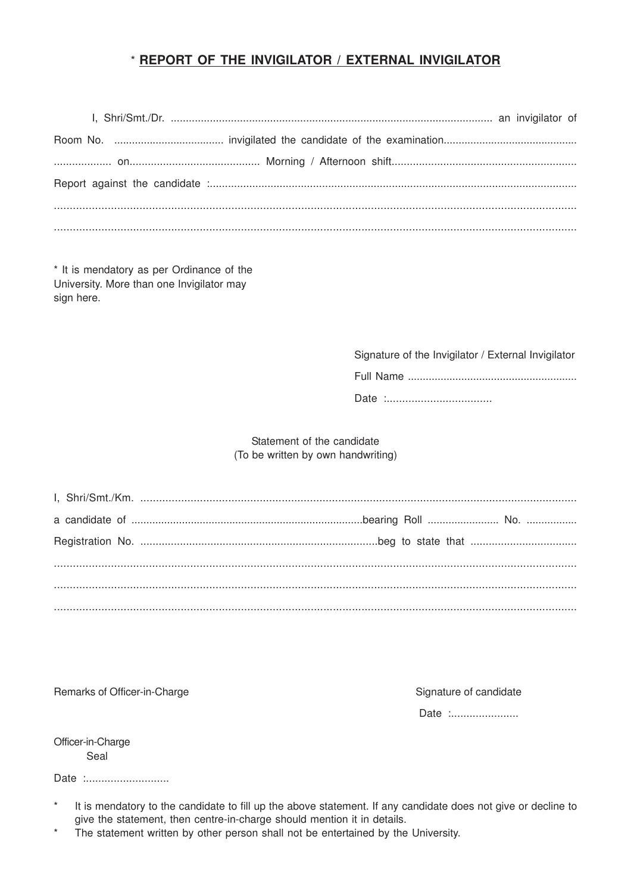## * REPORT OF THE INVIGILATOR / EXTERNAL INVIGILATOR

I, Shri/Smt./Dr. ............................................................................................................ an invigilator of Room No. .................................... invigilated the candidate of the examination............................................ .................. on........................................... Morning / Afternoon shift............................................................

Report against the candidate :.......................................................................................................................

.....................................................................................................................................................................

.....................................................................................................................................................................

* It is mendatory as per Ordinance of the University. More than one Invigilator may sign here.

Signature of the Invigilator / External Invigilator

Full Name ........................................................

Date :..................................

Statement of the candidate
(To be written by own handwriting)

I, Shri/Smt./Km. ...........................................................................................................................................

a candidate of ............................................................................bearing Roll ........................ No. .................

Registration No. ............................................................................beg to state that ..................................

.....................................................................................................................................................................

.....................................................................................................................................................................

.....................................................................................................................................................................

Remarks of Officer-in-Charge

Signature of candidate

Date :......................

Officer-in-Charge
Seal

Date :...........................

* It is mendatory to the candidate to fill up the above statement. If any candidate does not give or decline to give the statement, then centre-in-charge should mention it in details.
* The statement written by other person shall not be entertained by the University.